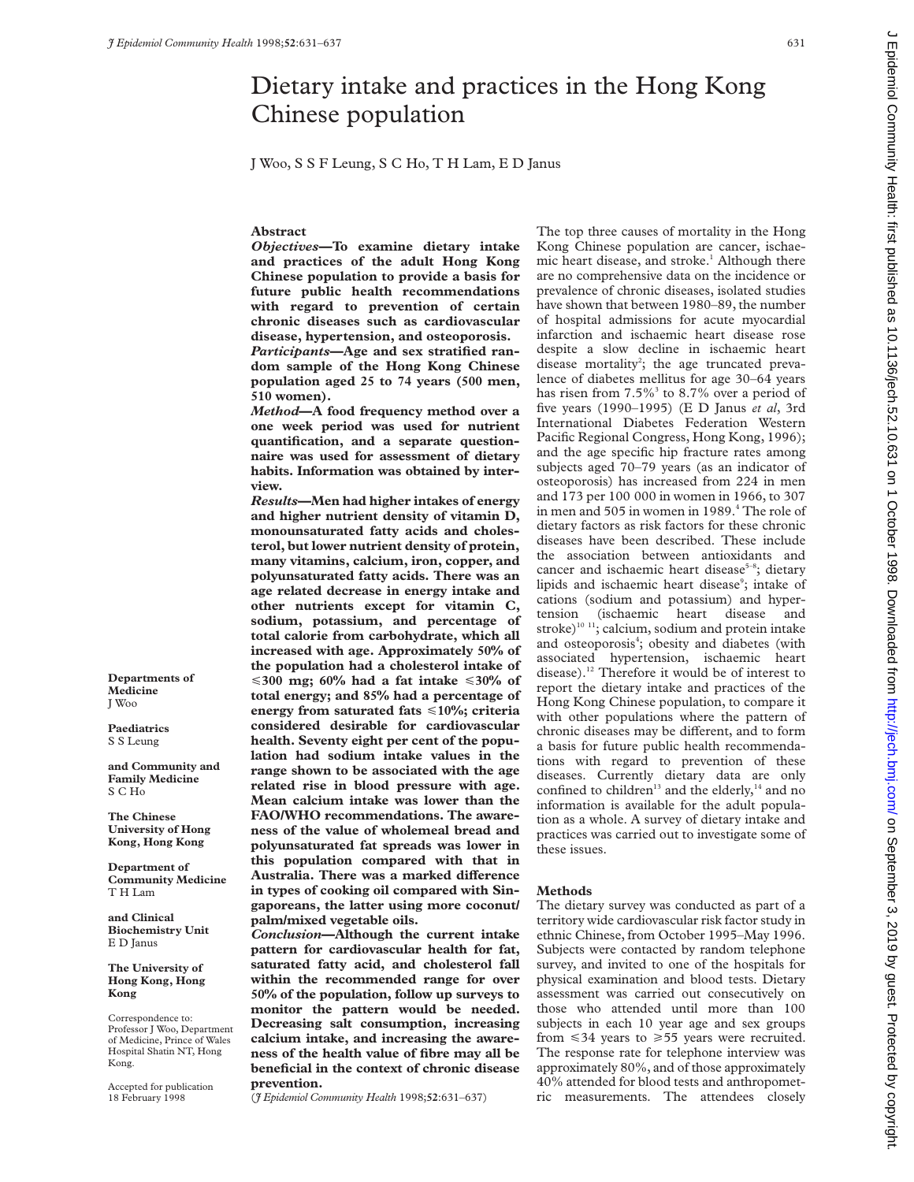# Dietary intake and practices in the Hong Kong Chinese population

J Woo, S S F Leung, S C Ho, T H Lam, E D Janus

Departments of Medicine
J Woo

Paediatrics
S S Leung

and Community and Family Medicine
S C Ho

The Chinese University of Hong Kong, Hong Kong

Department of Community Medicine
T H Lam

and Clinical Biochemistry Unit
E D Janus

The University of Hong Kong, Hong Kong

Correspondence to: Professor J Woo, Department of Medicine, Prince of Wales Hospital Shatin NT, Hong Kong.

Accepted for publication 18 February 1998

## Abstract

***Objectives*—To examine dietary intake and practices of the adult Hong Kong Chinese population to provide a basis for future public health recommendations with regard to prevention of certain chronic diseases such as cardiovascular disease, hypertension, and osteoporosis.**

***Participants*—Age and sex stratified random sample of the Hong Kong Chinese population aged 25 to 74 years (500 men, 510 women).**

***Method*—A food frequency method over a one week period was used for nutrient quantification, and a separate questionnaire was used for assessment of dietary habits. Information was obtained by interview.**

***Results*—Men had higher intakes of energy and higher nutrient density of vitamin D, monounsaturated fatty acids and cholesterol, but lower nutrient density of protein, many vitamins, calcium, iron, copper, and polyunsaturated fatty acids. There was an age related decrease in energy intake and other nutrients except for vitamin C, sodium, potassium, and percentage of total calorie from carbohydrate, which all increased with age. Approximately 50% of the population had a cholesterol intake of ≤300 mg; 60% had a fat intake ≤30% of total energy; and 85% had a percentage of energy from saturated fats ≤10%; criteria considered desirable for cardiovascular health. Seventy eight per cent of the population had sodium intake values in the range shown to be associated with the age related rise in blood pressure with age. Mean calcium intake was lower than the FAO/WHO recommendations. The awareness of the value of wholemeal bread and polyunsaturated fat spreads was lower in this population compared with that in Australia. There was a marked difference in types of cooking oil compared with Singaporeans, the latter using more coconut/palm/mixed vegetable oils.**

***Conclusion*—Although the current intake pattern for cardiovascular health for fat, saturated fatty acid, and cholesterol fall within the recommended range for over 50% of the population, follow up surveys to monitor the pattern would be needed. Decreasing salt consumption, increasing calcium intake, and increasing the awareness of the health value of fibre may all be beneficial in the context of chronic disease prevention.**

(*J Epidemiol Community Health* 1998;**52**:631–637)

The top three causes of mortality in the Hong Kong Chinese population are cancer, ischaemic heart disease, and stroke.[1] Although there are no comprehensive data on the incidence or prevalence of chronic diseases, isolated studies have shown that between 1980–89, the number of hospital admissions for acute myocardial infarction and ischaemic heart disease rose despite a slow decline in ischaemic heart disease mortality[2]; the age truncated prevalence of diabetes mellitus for age 30–64 years has risen from 7.5%[3] to 8.7% over a period of five years (1990–1995) (E D Janus *et al*, 3rd International Diabetes Federation Western Pacific Regional Congress, Hong Kong, 1996); and the age specific hip fracture rates among subjects aged 70–79 years (as an indicator of osteoporosis) has increased from 224 in men and 173 per 100 000 in women in 1966, to 307 in men and 505 in women in 1989.[4] The role of dietary factors as risk factors for these chronic diseases have been described. These include the association between antioxidants and cancer and ischaemic heart disease[5–8]; dietary lipids and ischaemic heart disease[9]; intake of cations (sodium and potassium) and hypertension (ischaemic heart disease and stroke)[10 11]; calcium, sodium and protein intake and osteoporosis[4]; obesity and diabetes (with associated hypertension, ischaemic heart disease).[12] Therefore it would be of interest to report the dietary intake and practices of the Hong Kong Chinese population, to compare it with other populations where the pattern of chronic diseases may be different, and to form a basis for future public health recommendations with regard to prevention of these diseases. Currently dietary data are only confined to children[13] and the elderly,[14] and no information is available for the adult population as a whole. A survey of dietary intake and practices was carried out to investigate some of these issues.

## Methods

The dietary survey was conducted as part of a territory wide cardiovascular risk factor study in ethnic Chinese, from October 1995–May 1996. Subjects were contacted by random telephone survey, and invited to one of the hospitals for physical examination and blood tests. Dietary assessment was carried out consecutively on those who attended until more than 100 subjects in each 10 year age and sex groups from ≤34 years to ≥55 years were recruited. The response rate for telephone interview was approximately 80%, and of those approximately 40% attended for blood tests and anthropometric measurements. The attendees closely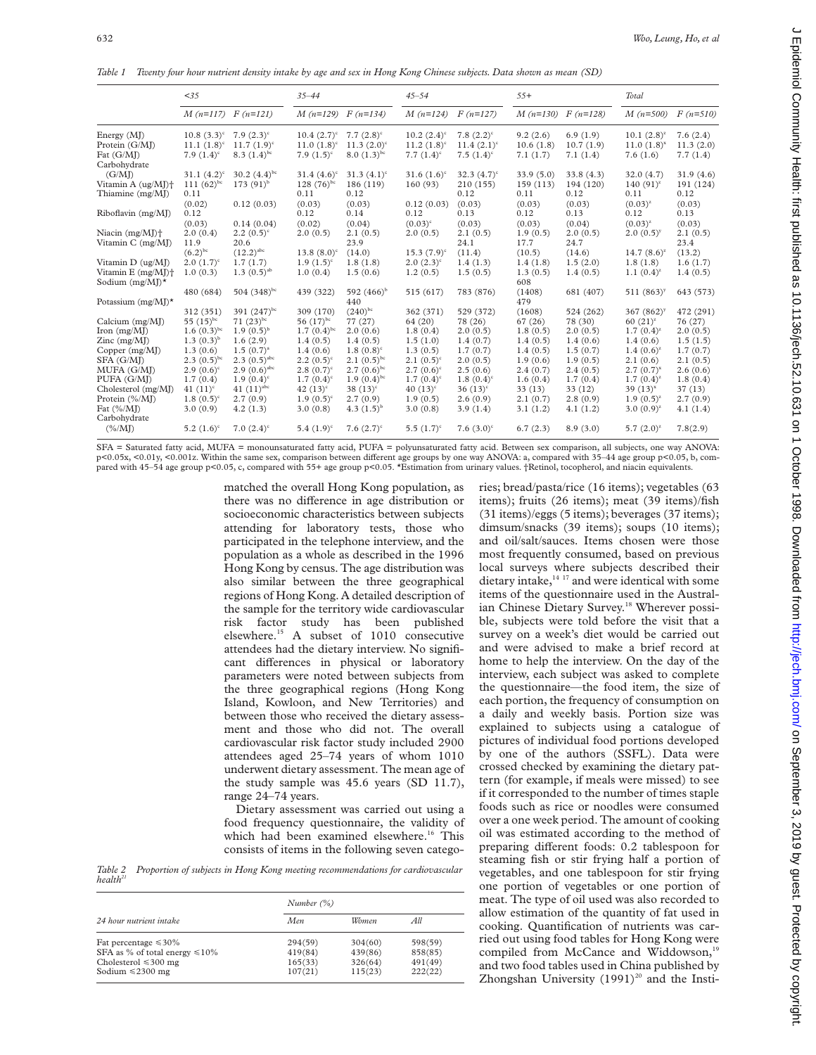*Table 1 Twenty four hour nutrient density intake by age and sex in Hong Kong Chinese subjects. Data shown as mean (SD)*

| | <35 | | 35–44 | | 45–54 | | 55+ | | Total | |
|---|---|---|---|---|---|---|---|---|---|---|
| | M (n=117) | F (n=121) | M (n=129) | F (n=134) | M (n=124) | F (n=127) | M (n=130) | F (n=128) | M (n=500) | F (n=510) |
| Energy (MJ) | 10.8 (3.3)[c] | 7.9 (2.3)[c] | 10.4 (2.7)[c] | 7.7 (2.8)[c] | 10.2 (2.4)[c] | 7.8 (2.2)[c] | 9.2 (2.6) | 6.9 (1.9) | 10.1 (2.8)[z] | 7.6 (2.4) |
| Protein (G/MJ) | 11.1 (1.8)[c] | 11.7 (1.9)[c] | 11.0 (1.8)[c] | 11.3 (2.0)[c] | 11.2 (1.8)[c] | 11.4 (2.1)[c] | 10.6 (1.8) | 10.7 (1.9) | 11.0 (1.8)[z] | 11.3 (2.0) |
| Fat (G/MJ) | 7.9 (1.4)[c] | 8.3 (1.4)[bc] | 7.9 (1.5)[c] | 8.0 (1.3)[bc] | 7.7 (1.4)[c] | 7.5 (1.4)[c] | 7.1 (1.7) | 7.1 (1.4) | 7.6 (1.6) | 7.7 (1.4) |
| Carbohydrate (G/MJ) | 31.1 (4.2)[c] | 30.2 (4.4)[bc] | 31.4 (4.6)[c] | 31.3 (4.1)[c] | 31.6 (1.6)[c] | 32.3 (4.7)[c] | 33.9 (5.0) | 33.8 (4.3) | 32.0 (4.7) | 31.9 (4.6) |
| Vitamin A (ug/MJ)† | 111 (62)[bc] | 173 (91)[b] | 128 (76)[bc] | 186 (119) | 160 (93) | 210 (155) | 159 (113) | 194 (120) | 140 (91)[z] | 191 (124) |
| Thiamine (mg/MJ) | 0.11 (0.02) | 0.12 (0.03) | 0.11 (0.03) | 0.12 (0.03) | 0.12 (0.03) | 0.12 (0.03) | 0.11 (0.03) | 0.12 (0.03) | 0.11 (0.03)[z] | 0.12 (0.03) |
| Riboflavin (mg/MJ) | 0.12 (0.03) | 0.14 (0.04) | 0.12 (0.02) | 0.14 (0.04) | 0.12 (0.03)[c] | 0.13 (0.03) | 0.12 (0.03) | 0.13 (0.04) | 0.12 (0.03)[z] | 0.13 (0.03) |
| Niacin (mg/MJ)† | 2.0 (0.4) | 2.2 (0.5)[c] | 2.0 (0.5) | 2.1 (0.5) | 2.0 (0.5) | 2.1 (0.5) | 1.9 (0.5) | 2.0 (0.5) | 2.0 (0.5)[y] | 2.1 (0.5) |
| Vitamin C (mg/MJ) | 11.9 (6.2)[bc] | 20.6 (12.2)[abc] | 13.8 (8.0)[c] | 23.9 (14.0) | 15.3 (7.9)[c] | 24.1 (11.4) | 17.7 (10.5) | 24.7 (14.6) | 14.7 (8.6)[z] | 23.4 (13.2) |
| Vitamin D (ug/MJ) | 2.0 (1.7)[c] | 1.7 (1.7) | 1.9 (1.5)[c] | 1.8 (1.8) | 2.0 (2.3)[c] | 1.4 (1.3) | 1.4 (1.8) | 1.5 (2.0) | 1.8 (1.8) | 1.6 (1.7) |
| Vitamin E (mg/MJ)† | 1.0 (0.3) | 1.3 (0.5)[ab] | 1.0 (0.4) | 1.5 (0.6) | 1.2 (0.5) | 1.5 (0.5) | 1.3 (0.5) | 1.4 (0.5) | 1.1 (0.4)[z] | 1.4 (0.5) |
| Sodium (mg/MJ)* | 480 (684) | 504 (348)[bc] | 439 (322) | 592 (466)[b] | 515 (617) | 783 (876) | 608 (1408) | 681 (407) | 511 (863)[y] | 643 (573) |
| Potassium (mg/MJ)* | 312 (351) | 391 (247)[bc] | 309 (170) | 440 (240)[bc] | 362 (371) | 529 (372) | 479 (1608) | 524 (262) | 367 (862)[y] | 472 (291) |
| Calcium (mg/MJ) | 55 (15)[bc] | 71 (23)[bc] | 56 (17)[bc] | 77 (27) | 64 (20) | 78 (26) | 67 (26) | 78 (30) | 60 (21)[z] | 76 (27) |
| Iron (mg/MJ) | 1.6 (0.3)[bc] | 1.9 (0.5)[b] | 1.7 (0.4)[bc] | 2.0 (0.6) | 1.8 (0.4) | 2.0 (0.5) | 1.8 (0.5) | 2.0 (0.5) | 1.7 (0.4)[z] | 2.0 (0.5) |
| Zinc (mg/MJ) | 1.3 (0.3)[b] | 1.6 (2.9) | 1.4 (0.5) | 1.4 (0.5) | 1.5 (1.0) | 1.4 (0.7) | 1.4 (0.5) | 1.4 (0.6) | 1.4 (0.6) | 1.5 (1.5) |
| Copper (mg/MJ) | 1.3 (0.6) | 1.5 (0.7)[a] | 1.4 (0.6) | 1.8 (0.8)[c] | 1.3 (0.5) | 1.7 (0.7) | 1.4 (0.5) | 1.5 (0.7) | 1.4 (0.6)[z] | 1.7 (0.7) |
| SFA (G/MJ) | 2.3 (0.5)[bc] | 2.3 (0.5)[abc] | 2.2 (0.5)[c] | 2.1 (0.5)[bc] | 2.1 (0.5)[c] | 2.0 (0.5) | 1.9 (0.6) | 1.9 (0.5) | 2.1 (0.6) | 2.1 (0.5) |
| MUFA (G/MJ) | 2.9 (0.6)[c] | 2.9 (0.6)[abc] | 2.8 (0.7)[c] | 2.7 (0.6)[bc] | 2.7 (0.6)[c] | 2.5 (0.6) | 2.4 (0.7) | 2.4 (0.5) | 2.7 (0.7)[x] | 2.6 (0.6) |
| PUFA (G/MJ) | 1.7 (0.4) | 1.9 (0.4)[c] | 1.7 (0.4)[c] | 1.9 (0.4)[bc] | 1.7 (0.4)[c] | 1.8 (0.4)[c] | 1.6 (0.4) | 1.7 (0.4) | 1.7 (0.4)[z] | 1.8 (0.4) |
| Cholesterol (mg/MJ) | 41 (11)[c] | 41 (11)[abc] | 42 (13)[c] | 38 (13)[c] | 40 (13)[c] | 36 (13)[c] | 33 (13) | 33 (12) | 39 (13)[x] | 37 (13) |
| Protein (%/MJ) | 1.8 (0.5)[c] | 2.7 (0.9) | 1.9 (0.5)[c] | 2.7 (0.9) | 1.9 (0.5) | 2.6 (0.9) | 2.1 (0.7) | 2.8 (0.9) | 1.9 (0.5)[z] | 2.7 (0.9) |
| Fat (%/MJ) | 3.0 (0.9) | 4.2 (1.3) | 3.0 (0.8) | 4.3 (1.5)[b] | 3.0 (0.8) | 3.9 (1.4) | 3.1 (1.2) | 4.1 (1.2) | 3.0 (0.9)[z] | 4.1 (1.4) |
| Carbohydrate (%/MJ) | 5.2 (1.6)[c] | 7.0 (2.4)[c] | 5.4 (1.9)[c] | 7.6 (2.7)[c] | 5.5 (1.7)[c] | 7.6 (3.0)[c] | 6.7 (2.3) | 8.9 (3.0) | 5.7 (2.0)[z] | 7.8(2.9) |

SFA = Saturated fatty acid, MUFA = monounsaturated fatty acid, PUFA = polyunsaturated fatty acid. Between sex comparison, all subjects, one way ANOVA: p<0.05x, <0.01y, <0.001z. Within the same sex, comparison between different age groups by one way ANOVA: a, compared with 35–44 age group p<0.05, b, compared with 45–54 age group p<0.05, c, compared with 55+ age group p<0.05. *Estimation from urinary values. †Retinol, tocopherol, and niacin equivalents.

matched the overall Hong Kong population, as there was no difference in age distribution or socioeconomic characteristics between subjects attending for laboratory tests, those who participated in the telephone interview, and the population as a whole as described in the 1996 Hong Kong by census. The age distribution was also similar between the three geographical regions of Hong Kong. A detailed description of the sample for the territory wide cardiovascular risk factor study has been published elsewhere.[15] A subset of 1010 consecutive attendees had the dietary interview. No significant differences in physical or laboratory parameters were noted between subjects from the three geographical regions (Hong Kong Island, Kowloon, and New Territories) and between those who received the dietary assessment and those who did not. The overall cardiovascular risk factor study included 2900 attendees aged 25–74 years of whom 1010 underwent dietary assessment. The mean age of the study sample was 45.6 years (SD 11.7), range 24–74 years.

Dietary assessment was carried out using a food frequency questionnaire, the validity of which had been examined elsewhere.[16] This consists of items in the following seven categories; bread/pasta/rice (16 items); vegetables (63 items); fruits (26 items); meat (39 items)/fish (31 items)/eggs (5 items); beverages (37 items); dimsum/snacks (39 items); soups (10 items); and oil/salt/sauces. Items chosen were those most frequently consumed, based on previous local surveys where subjects described their dietary intake,[14 17] and were identical with some items of the questionnaire used in the Australian Chinese Dietary Survey.[18] Wherever possible, subjects were told before the visit that a survey on a week's diet would be carried out and were advised to make a brief record at home to help the interview. On the day of the interview, each subject was asked to complete the questionnaire—the food item, the size of each portion, the frequency of consumption on a daily and weekly basis. Portion size was explained to subjects using a catalogue of pictures of individual food portions developed by one of the authors (SSFL). Data were crossed checked by examining the dietary pattern (for example, if meals were missed) to see if it corresponded to the number of times staple foods such as rice or noodles were consumed over a one week period. The amount of cooking oil was estimated according to the method of preparing different foods: 0.2 tablespoon for steaming fish or stir frying half a portion of vegetables, and one tablespoon for stir frying one portion of vegetables or one portion of meat. The type of oil used was also recorded to allow estimation of the quantity of fat used in cooking. Quantification of nutrients was carried out using food tables for Hong Kong were compiled from McCance and Widdowson,[19] and two food tables used in China published by Zhongshan University (1991)[20] and the Insti-

*Table 2 Proportion of subjects in Hong Kong meeting recommendations for cardiovascular health[21]*

| | Number (%) | | |
|---|---|---|---|
| 24 hour nutrient intake | Men | Women | All |
| Fat percentage ≤30% | 294(59) | 304(60) | 598(59) |
| SFA as % of total energy ≤10% | 419(84) | 439(86) | 858(85) |
| Cholesterol ≤300 mg | 165(33) | 326(64) | 491(49) |
| Sodium ≤2300 mg | 107(21) | 115(23) | 222(22) |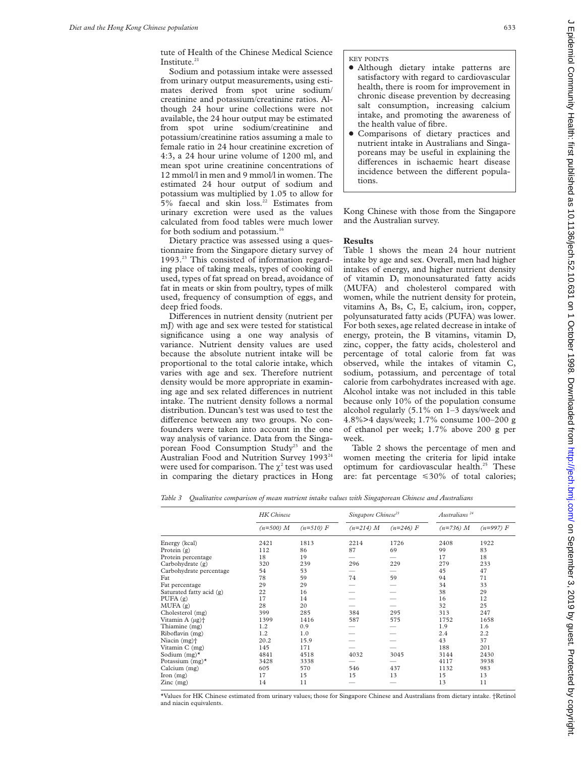tute of Health of the Chinese Medical Science Institute.[21]

Sodium and potassium intake were assessed from urinary output measurements, using estimates derived from spot urine sodium/creatinine and potassium/creatinine ratios. Although 24 hour urine collections were not available, the 24 hour output may be estimated from spot urine sodium/creatinine and potassium/creatinine ratios assuming a male to female ratio in 24 hour creatinine excretion of 4:3, a 24 hour urine volume of 1200 ml, and mean spot urine creatinine concentrations of 12 mmol/l in men and 9 mmol/l in women. The estimated 24 hour output of sodium and potassium was multiplied by 1.05 to allow for 5% faecal and skin loss.[22] Estimates from urinary excretion were used as the values calculated from food tables were much lower for both sodium and potassium.[16]

Dietary practice was assessed using a questionnaire from the Singapore dietary survey of 1993.[23] This consisted of information regarding place of taking meals, types of cooking oil used, types of fat spread on bread, avoidance of fat in meats or skin from poultry, types of milk used, frequency of consumption of eggs, and deep fried foods.

Differences in nutrient density (nutrient per mJ) with age and sex were tested for statistical significance using a one way analysis of variance. Nutrient density values are used because the absolute nutrient intake will be proportional to the total calorie intake, which varies with age and sex. Therefore nutrient density would be more appropriate in examining age and sex related differences in nutrient intake. The nutrient density follows a normal distribution. Duncan's test was used to test the difference between any two groups. No confounders were taken into account in the one way analysis of variance. Data from the Singaporean Food Consumption Study[23] and the Australian Food and Nutrition Survey 1993[24] were used for comparison. The $\chi^2$ test was used in comparing the dietary practices in Hong Kong Chinese with those from the Singapore and the Australian survey.

KEY POINTS

- Although dietary intake patterns are satisfactory with regard to cardiovascular health, there is room for improvement in chronic disease prevention by decreasing salt consumption, increasing calcium intake, and promoting the awareness of the health value of fibre.
- Comparisons of dietary practices and nutrient intake in Australians and Singaporeans may be useful in explaining the differences in ischaemic heart disease incidence between the different populations.

## Results

Table 1 shows the mean 24 hour nutrient intake by age and sex. Overall, men had higher intakes of energy, and higher nutrient density of vitamin D, monounsaturated fatty acids (MUFA) and cholesterol compared with women, while the nutrient density for protein, vitamins A, Bs, C, E, calcium, iron, copper, polyunsaturated fatty acids (PUFA) was lower. For both sexes, age related decrease in intake of energy, protein, the B vitamins, vitamin D, zinc, copper, the fatty acids, cholesterol and percentage of total calorie from fat was observed, while the intakes of vitamin C, sodium, potassium, and percentage of total calorie from carbohydrates increased with age. Alcohol intake was not included in this table because only 10% of the population consume alcohol regularly (5.1% on 1–3 days/week and 4.8%>4 days/week; 1.7% consume 100–200 g of ethanol per week; 1.7% above 200 g per week.

Table 2 shows the percentage of men and women meeting the criteria for lipid intake optimum for cardiovascular health.[25] These are: fat percentage ≤30% of total calories;

*Table 3 Qualitative comparison of mean nutrient intake values with Singaporean Chinese and Australians*

| | HK Chinese | | Singapore Chinese[23] | | Australians[24] | |
|---|---|---|---|---|---|---|
| | (n=500) M | (n=510) F | (n=214) M | (n=246) F | (n=736) M | (n=997) F |
| Energy (kcal) | 2421 | 1813 | 2214 | 1726 | 2408 | 1922 |
| Protein (g) | 112 | 86 | 87 | 69 | 99 | 83 |
| Protein percentage | 18 | 19 | — | — | 17 | 18 |
| Carbohydrate (g) | 320 | 239 | 296 | 229 | 279 | 233 |
| Carbohydrate percentage | 54 | 53 | — | — | 45 | 47 |
| Fat | 78 | 59 | 74 | 59 | 94 | 71 |
| Fat percentage | 29 | 29 | — | — | 34 | 33 |
| Saturated fatty acid (g) | 22 | 16 | — | — | 38 | 29 |
| PUFA (g) | 17 | 14 | — | — | 16 | 12 |
| MUFA (g) | 28 | 20 | — | — | 32 | 25 |
| Cholesterol (mg) | 399 | 285 | 384 | 295 | 313 | 247 |
| Vitamin A (μg)† | 1399 | 1416 | 587 | 575 | 1752 | 1658 |
| Thiamine (mg) | 1.2 | 0.9 | — | — | 1.9 | 1.6 |
| Riboflavin (mg) | 1.2 | 1.0 | — | — | 2.4 | 2.2 |
| Niacin (mg)† | 20.2 | 15.9 | — | — | 43 | 37 |
| Vitamin C (mg) | 145 | 171 | — | — | 188 | 201 |
| Sodium (mg)* | 4841 | 4518 | 4032 | 3045 | 3144 | 2430 |
| Potassium (mg)* | 3428 | 3338 | — | — | 4117 | 3938 |
| Calcium (mg) | 605 | 570 | 546 | 437 | 1132 | 983 |
| Iron (mg) | 17 | 15 | 15 | 13 | 15 | 13 |
| Zinc (mg) | 14 | 11 | — | — | 13 | 11 |

*Values for HK Chinese estimated from urinary values; those for Singapore Chinese and Australians from dietary intake. †Retinol and niacin equivalents.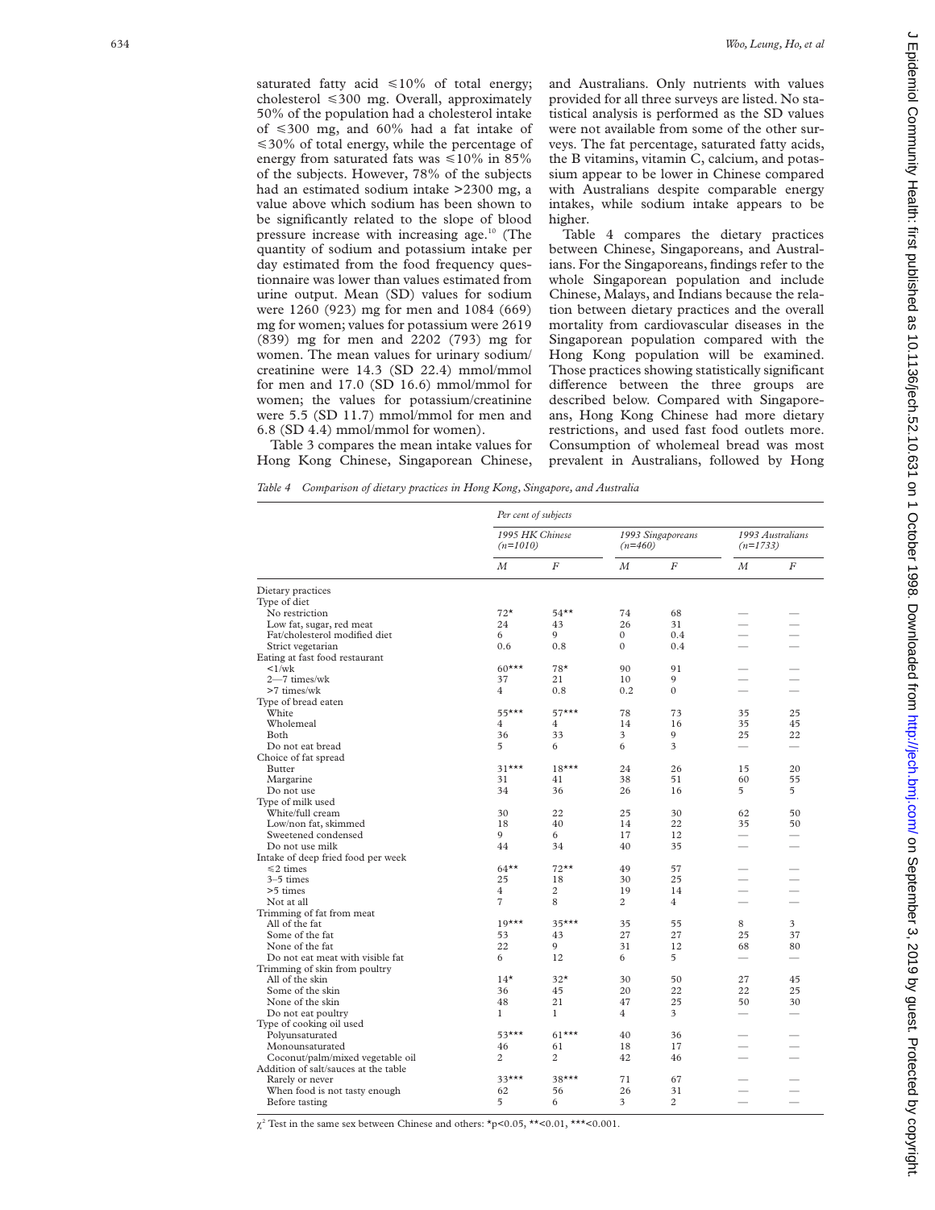saturated fatty acid ≤10% of total energy; cholesterol ≤300 mg. Overall, approximately 50% of the population had a cholesterol intake of ≤300 mg, and 60% had a fat intake of ≤30% of total energy, while the percentage of energy from saturated fats was ≤10% in 85% of the subjects. However, 78% of the subjects had an estimated sodium intake >2300 mg, a value above which sodium has been shown to be significantly related to the slope of blood pressure increase with increasing age.[10] (The quantity of sodium and potassium intake per day estimated from the food frequency questionnaire was lower than values estimated from urine output. Mean (SD) values for sodium were 1260 (923) mg for men and 1084 (669) mg for women; values for potassium were 2619 (839) mg for men and 2202 (793) mg for women. The mean values for urinary sodium/creatinine were 14.3 (SD 22.4) mmol/mmol for men and 17.0 (SD 16.6) mmol/mmol for women; the values for potassium/creatinine were 5.5 (SD 11.7) mmol/mmol for men and 6.8 (SD 4.4) mmol/mmol for women).

Table 3 compares the mean intake values for Hong Kong Chinese, Singaporean Chinese, and Australians. Only nutrients with values provided for all three surveys are listed. No statistical analysis is performed as the SD values were not available from some of the other surveys. The fat percentage, saturated fatty acids, the B vitamins, vitamin C, calcium, and potassium appear to be lower in Chinese compared with Australians despite comparable energy intakes, while sodium intake appears to be higher.

Table 4 compares the dietary practices between Chinese, Singaporeans, and Australians. For the Singaporeans, findings refer to the whole Singaporean population and include Chinese, Malays, and Indians because the relation between dietary practices and the overall mortality from cardiovascular diseases in the Singaporean population compared with the Hong Kong population will be examined. Those practices showing statistically significant difference between the three groups are described below. Compared with Singaporeans, Hong Kong Chinese had more dietary restrictions, and used fast food outlets more. Consumption of wholemeal bread was most prevalent in Australians, followed by Hong

*Table 4 Comparison of dietary practices in Hong Kong, Singapore, and Australia*

| | Per cent of subjects | | | | | |
|---|---|---|---|---|---|---|
| | 1995 HK Chinese (n=1010) | | 1993 Singaporeans (n=460) | | 1993 Australians (n=1733) | |
| | M | F | M | F | M | F |
| Dietary practices | | | | | | |
| Type of diet | | | | | | |
| No restriction | 72* | 54** | 74 | 68 | — | — |
| Low fat, sugar, red meat | 24 | 43 | 26 | 31 | — | — |
| Fat/cholesterol modified diet | 6 | 9 | 0 | 0.4 | — | — |
| Strict vegetarian | 0.6 | 0.8 | 0 | 0.4 | — | — |
| Eating at fast food restaurant | | | | | | |
| <1/wk | 60*** | 78* | 90 | 91 | — | — |
| 2—7 times/wk | 37 | 21 | 10 | 9 | — | — |
| >7 times/wk | 4 | 0.8 | 0.2 | 0 | — | — |
| Type of bread eaten | | | | | | |
| White | 55*** | 57*** | 78 | 73 | 35 | 25 |
| Wholemeal | 4 | 4 | 14 | 16 | 35 | 45 |
| Both | 36 | 33 | 3 | 9 | 25 | 22 |
| Do not eat bread | 5 | 6 | 6 | 3 | — | — |
| Choice of fat spread | | | | | | |
| Butter | 31*** | 18*** | 24 | 26 | 15 | 20 |
| Margarine | 31 | 41 | 38 | 51 | 60 | 55 |
| Do not use | 34 | 36 | 26 | 16 | 5 | 5 |
| Type of milk used | | | | | | |
| White/full cream | 30 | 22 | 25 | 30 | 62 | 50 |
| Low/non fat, skimmed | 18 | 40 | 14 | 22 | 35 | 50 |
| Sweetened condensed | 9 | 6 | 17 | 12 | — | — |
| Do not use milk | 44 | 34 | 40 | 35 | — | — |
| Intake of deep fried food per week | | | | | | |
| ≤2 times | 64** | 72** | 49 | 57 | — | — |
| 3–5 times | 25 | 18 | 30 | 25 | — | — |
| >5 times | 4 | 2 | 19 | 14 | — | — |
| Not at all | 7 | 8 | 2 | 4 | — | — |
| Trimming of fat from meat | | | | | | |
| All of the fat | 19*** | 35*** | 35 | 55 | 8 | 3 |
| Some of the fat | 53 | 43 | 27 | 27 | 25 | 37 |
| None of the fat | 22 | 9 | 31 | 12 | 68 | 80 |
| Do not eat meat with visible fat | 6 | 12 | 6 | 5 | — | — |
| Trimming of skin from poultry | | | | | | |
| All of the skin | 14* | 32* | 30 | 50 | 27 | 45 |
| Some of the skin | 36 | 45 | 20 | 22 | 22 | 25 |
| None of the skin | 48 | 21 | 47 | 25 | 50 | 30 |
| Do not eat poultry | 1 | 1 | 4 | 3 | — | — |
| Type of cooking oil used | | | | | | |
| Polyunsaturated | 53*** | 61*** | 40 | 36 | — | — |
| Monounsaturated | 46 | 61 | 18 | 17 | — | — |
| Coconut/palm/mixed vegetable oil | 2 | 2 | 42 | 46 | — | — |
| Addition of salt/sauces at the table | | | | | | |
| Rarely or never | 33*** | 38*** | 71 | 67 | — | — |
| When food is not tasty enough | 62 | 56 | 26 | 31 | — | — |
| Before tasting | 5 | 6 | 3 | 2 | — | — |

$\chi^2$ Test in the same sex between Chinese and others: *p<0.05, **<0.01, ***<0.001.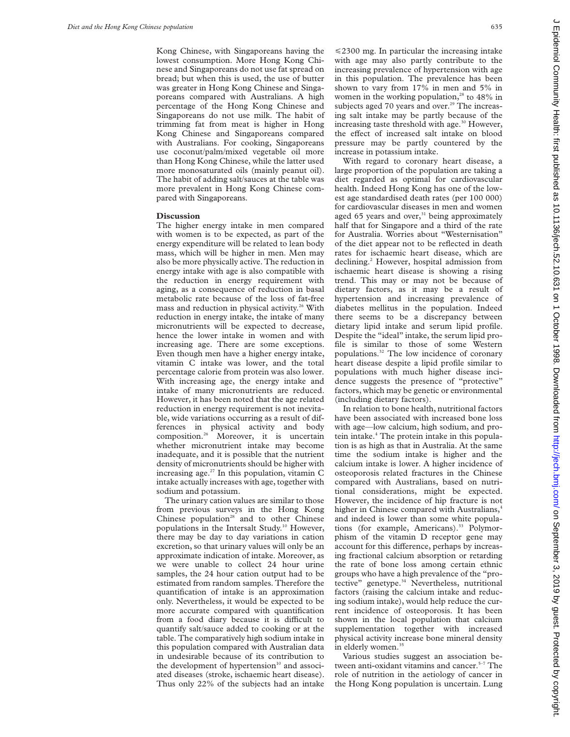Kong Chinese, with Singaporeans having the lowest consumption. More Hong Kong Chinese and Singaporeans do not use fat spread on bread; but when this is used, the use of butter was greater in Hong Kong Chinese and Singaporeans compared with Australians. A high percentage of the Hong Kong Chinese and Singaporeans do not use milk. The habit of trimming fat from meat is higher in Hong Kong Chinese and Singaporeans compared with Australians. For cooking, Singaporeans use coconut/palm/mixed vegetable oil more than Hong Kong Chinese, while the latter used more monosaturated oils (mainly peanut oil). The habit of adding salt/sauces at the table was more prevalent in Hong Kong Chinese compared with Singaporeans.

## Discussion

The higher energy intake in men compared with women is to be expected, as part of the energy expenditure will be related to lean body mass, which will be higher in men. Men may also be more physically active. The reduction in energy intake with age is also compatible with the reduction in energy requirement with aging, as a consequence of reduction in basal metabolic rate because of the loss of fat-free mass and reduction in physical activity.[26] With reduction in energy intake, the intake of many micronutrients will be expected to decrease, hence the lower intake in women and with increasing age. There are some exceptions. Even though men have a higher energy intake, vitamin C intake was lower, and the total percentage calorie from protein was also lower. With increasing age, the energy intake and intake of many micronutrients are reduced. However, it has been noted that the age related reduction in energy requirement is not inevitable, wide variations occurring as a result of differences in physical activity and body composition.[26] Moreover, it is uncertain whether micronutrient intake may become inadequate, and it is possible that the nutrient density of micronutrients should be higher with increasing age.[27] In this population, vitamin C intake actually increases with age, together with sodium and potassium.

The urinary cation values are similar to those from previous surveys in the Hong Kong Chinese population[28] and to other Chinese populations in the Intersalt Study.[10] However, there may be day to day variations in cation excretion, so that urinary values will only be an approximate indication of intake. Moreover, as we were unable to collect 24 hour urine samples, the 24 hour cation output had to be estimated from random samples. Therefore the quantification of intake is an approximation only. Nevertheless, it would be expected to be more accurate compared with quantification from a food diary because it is difficult to quantify salt/sauce added to cooking or at the table. The comparatively high sodium intake in this population compared with Australian data in undesirable because of its contribution to the development of hypertension[10] and associated diseases (stroke, ischaemic heart disease). Thus only 22% of the subjects had an intake ≤2300 mg. In particular the increasing intake with age may also partly contribute to the increasing prevalence of hypertension with age in this population. The prevalence has been shown to vary from 17% in men and 5% in women in the working population,[28] to 48% in subjects aged 70 years and over.[29] The increasing salt intake may be partly because of the increasing taste threshold with age.[30] However, the effect of increased salt intake on blood pressure may be partly countered by the increase in potassium intake.

With regard to coronary heart disease, a large proportion of the population are taking a diet regarded as optimal for cardiovascular health. Indeed Hong Kong has one of the lowest age standardised death rates (per 100 000) for cardiovascular diseases in men and women aged 65 years and over,[31] being approximately half that for Singapore and a third of the rate for Australia. Worries about "Westernisation" of the diet appear not to be reflected in death rates for ischaemic heart disease, which are declining.[2] However, hospital admission from ischaemic heart disease is showing a rising trend. This may or may not be because of dietary factors, as it may be a result of hypertension and increasing prevalence of diabetes mellitus in the population. Indeed there seems to be a discrepancy between dietary lipid intake and serum lipid profile. Despite the "ideal" intake, the serum lipid profile is similar to those of some Western populations.[32] The low incidence of coronary heart disease despite a lipid profile similar to populations with much higher disease incidence suggests the presence of "protective" factors, which may be genetic or environmental (including dietary factors).

In relation to bone health, nutritional factors have been associated with increased bone loss with age—low calcium, high sodium, and protein intake.[4] The protein intake in this population is as high as that in Australia. At the same time the sodium intake is higher and the calcium intake is lower. A higher incidence of osteoporosis related fractures in the Chinese compared with Australians, based on nutritional considerations, might be expected. However, the incidence of hip fracture is not higher in Chinese compared with Australians,[4] and indeed is lower than some white populations (for example, Americans).[33] Polymorphism of the vitamin D receptor gene may account for this difference, perhaps by increasing fractional calcium absorption or retarding the rate of bone loss among certain ethnic groups who have a high prevalence of the "protective" genetype.[34] Nevertheless, nutritional factors (raising the calcium intake and reducing sodium intake), would help reduce the current incidence of osteoporosis. It has been shown in the local population that calcium supplementation together with increased physical activity increase bone mineral density in elderly women.[35]

Various studies suggest an association between anti-oxidant vitamins and cancer.[5–7] The role of nutrition in the aetiology of cancer in the Hong Kong population is uncertain. Lung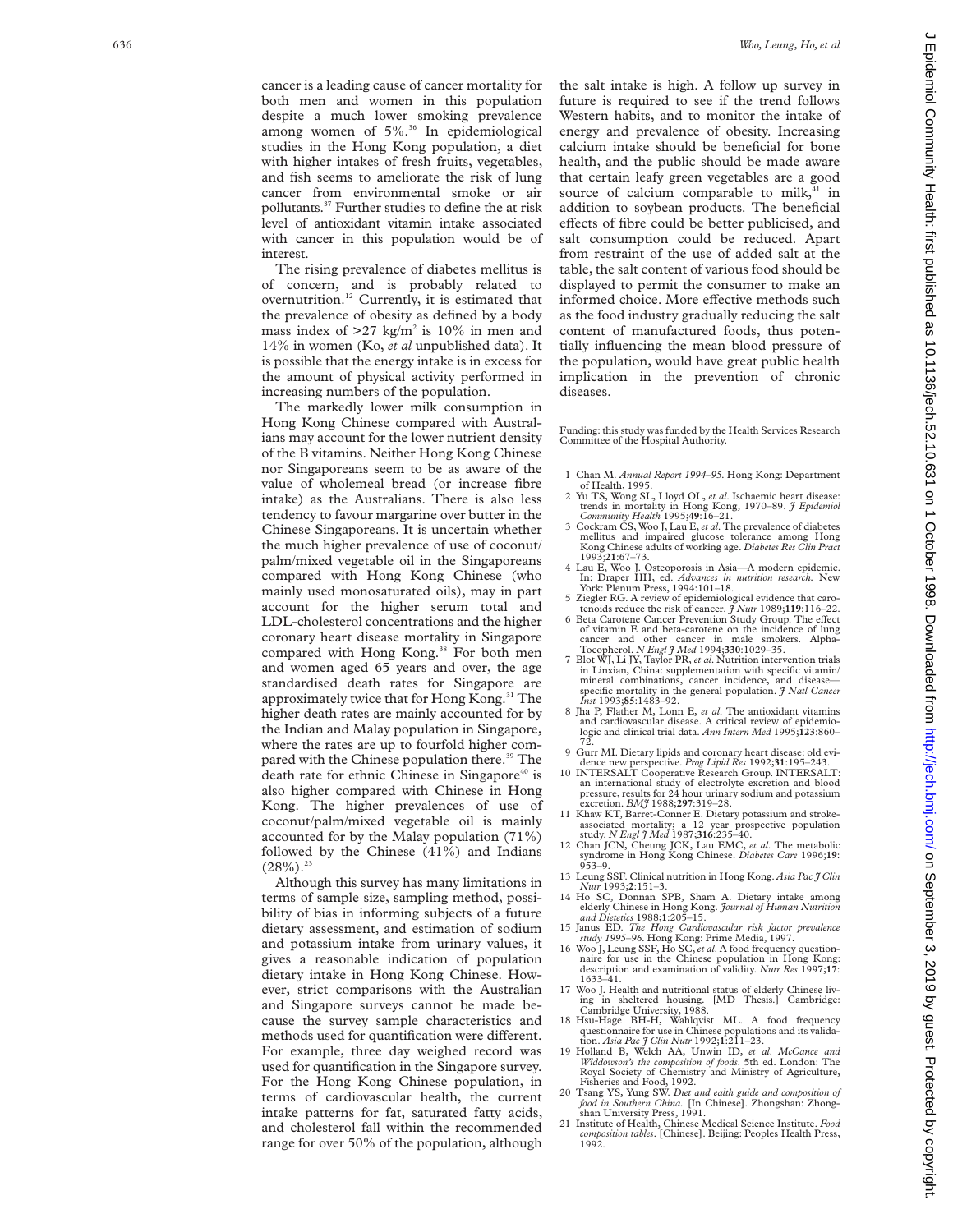cancer is a leading cause of cancer mortality for both men and women in this population despite a much lower smoking prevalence among women of 5%.[36] In epidemiological studies in the Hong Kong population, a diet with higher intakes of fresh fruits, vegetables, and fish seems to ameliorate the risk of lung cancer from environmental smoke or air pollutants.[37] Further studies to define the at risk level of antioxidant vitamin intake associated with cancer in this population would be of interest.

The rising prevalence of diabetes mellitus is of concern, and is probably related to overnutrition.[12] Currently, it is estimated that the prevalence of obesity as defined by a body mass index of >27 kg/m$^2$ is 10% in men and 14% in women (Ko, *et al* unpublished data). It is possible that the energy intake is in excess for the amount of physical activity performed in increasing numbers of the population.

The markedly lower milk consumption in Hong Kong Chinese compared with Australians may account for the lower nutrient density of the B vitamins. Neither Hong Kong Chinese nor Singaporeans seem to be as aware of the value of wholemeal bread (or increase fibre intake) as the Australians. There is also less tendency to favour margarine over butter in the Chinese Singaporeans. It is uncertain whether the much higher prevalence of use of coconut/palm/mixed vegetable oil in the Singaporeans compared with Hong Kong Chinese (who mainly used monosaturated oils), may in part account for the higher serum total and LDL-cholesterol concentrations and the higher coronary heart disease mortality in Singapore compared with Hong Kong.[38] For both men and women aged 65 years and over, the age standardised death rates for Singapore are approximately twice that for Hong Kong.[31] The higher death rates are mainly accounted for by the Indian and Malay population in Singapore, where the rates are up to fourfold higher compared with the Chinese population there.[39] The death rate for ethnic Chinese in Singapore[40] is also higher compared with Chinese in Hong Kong. The higher prevalences of use of coconut/palm/mixed vegetable oil is mainly accounted for by the Malay population (71%) followed by the Chinese (41%) and Indians (28%).[23]

Although this survey has many limitations in terms of sample size, sampling method, possibility of bias in informing subjects of a future dietary assessment, and estimation of sodium and potassium intake from urinary values, it gives a reasonable indication of population dietary intake in Hong Kong Chinese. However, strict comparisons with the Australian and Singapore surveys cannot be made because the survey sample characteristics and methods used for quantification were different. For example, three day weighed record was used for quantification in the Singapore survey. For the Hong Kong Chinese population, in terms of cardiovascular health, the current intake patterns for fat, saturated fatty acids, and cholesterol fall within the recommended range for over 50% of the population, although the salt intake is high. A follow up survey in future is required to see if the trend follows Western habits, and to monitor the intake of energy and prevalence of obesity. Increasing calcium intake should be beneficial for bone health, and the public should be made aware that certain leafy green vegetables are a good source of calcium comparable to milk,[41] in addition to soybean products. The beneficial effects of fibre could be better publicised, and salt consumption could be reduced. Apart from restraint of the use of added salt at the table, the salt content of various food should be displayed to permit the consumer to make an informed choice. More effective methods such as the food industry gradually reducing the salt content of manufactured foods, thus potentially influencing the mean blood pressure of the population, would have great public health implication in the prevention of chronic diseases.

Funding: this study was funded by the Health Services Research Committee of the Hospital Authority.

1. Chan M. *Annual Report 1994–95*. Hong Kong: Department of Health, 1995.
2. Yu TS, Wong SL, Lloyd OL, *et al*. Ischaemic heart disease: trends in mortality in Hong Kong, 1970–89. *J Epidemiol Community Health* 1995;**49**:16–21.
3. Cockram CS, Woo J, Lau E, *et al*. The prevalence of diabetes mellitus and impaired glucose tolerance among Hong Kong Chinese adults of working age. *Diabetes Res Clin Pract* 1993;**21**:67–73.
4. Lau E, Woo J. Osteoporosis in Asia—A modern epidemic. In: Draper HH, ed. *Advances in nutrition research*. New York: Plenum Press, 1994:101–18.
5. Ziegler RG. A review of epidemiological evidence that carotenoids reduce the risk of cancer. *J Nutr* 1989;**119**:116–22.
6. Beta Carotene Cancer Prevention Study Group. The effect of vitamin E and beta-carotene on the incidence of lung cancer and other cancer in male smokers. Alpha-Tocopherol. *N Engl J Med* 1994;**330**:1029–35.
7. Blot WJ, Li JY, Taylor PR, *et al*. Nutrition intervention trials in Linxian, China: supplementation with specific vitamin/mineral combinations, cancer incidence, and disease—specific mortality in the general population. *J Natl Cancer Inst* 1993;**85**:1483–92.
8. Jha P, Flather M, Lonn E, *et al*. The antioxidant vitamins and cardiovascular disease. A critical review of epidemiologic and clinical trial data. *Ann Intern Med* 1995;**123**:860–72.
9. Gurr MI. Dietary lipids and coronary heart disease: old evidence new perspective. *Prog Lipid Res* 1992;**31**:195–243.
10. INTERSALT Cooperative Research Group. INTERSALT: an international study of electrolyte excretion and blood pressure, results for 24 hour urinary sodium and potassium excretion. *BMJ* 1988;**297**:319–28.
11. Khaw KT, Barret-Conner E. Dietary potassium and stroke-associated mortality; a 12 year prospective population study. *N Engl J Med* 1987;**316**:235–40.
12. Chan JCN, Cheung JCK, Lau EMC, *et al*. The metabolic syndrome in Hong Kong Chinese. *Diabetes Care* 1996;**19**:953–9.
13. Leung SSF. Clinical nutrition in Hong Kong. *Asia Pac J Clin Nutr* 1993;**2**:151–3.
14. Ho SC, Donnan SPB, Sham A. Dietary intake among elderly Chinese in Hong Kong. *Journal of Human Nutrition and Dietetics* 1988;**1**:205–15.
15. Janus ED. *The Hong Cardiovascular risk factor prevalence study 1995–96*. Hong Kong: Prime Media, 1997.
16. Woo J, Leung SSF, Ho SC, *et al*. A food frequency questionnaire for use in the Chinese population in Hong Kong: description and examination of validity. *Nutr Res* 1997;**17**:1633–41.
17. Woo J. Health and nutritional status of elderly Chinese living in sheltered housing. [MD Thesis.] Cambridge: Cambridge University, 1988.
18. Hsu-Hage BH-H, Wahlqvist ML. A food frequency questionnaire for use in Chinese populations and its validation. *Asia Pac J Clin Nutr* 1992;**1**:211–23.
19. Holland B, Welch AA, Unwin ID, *et al*. *McCance and Widdowson's the composition of foods*. 5th ed. London: The Royal Society of Chemistry and Ministry of Agriculture, Fisheries and Food, 1992.
20. Tsang YS, Yung SW. *Diet and ealth guide and composition of food in Southern China*. [In Chinese]. Zhongshan: Zhongshan University Press, 1991.
21. Institute of Health, Chinese Medical Science Institute. *Food composition tables*. [Chinese]. Beijing: Peoples Health Press, 1992.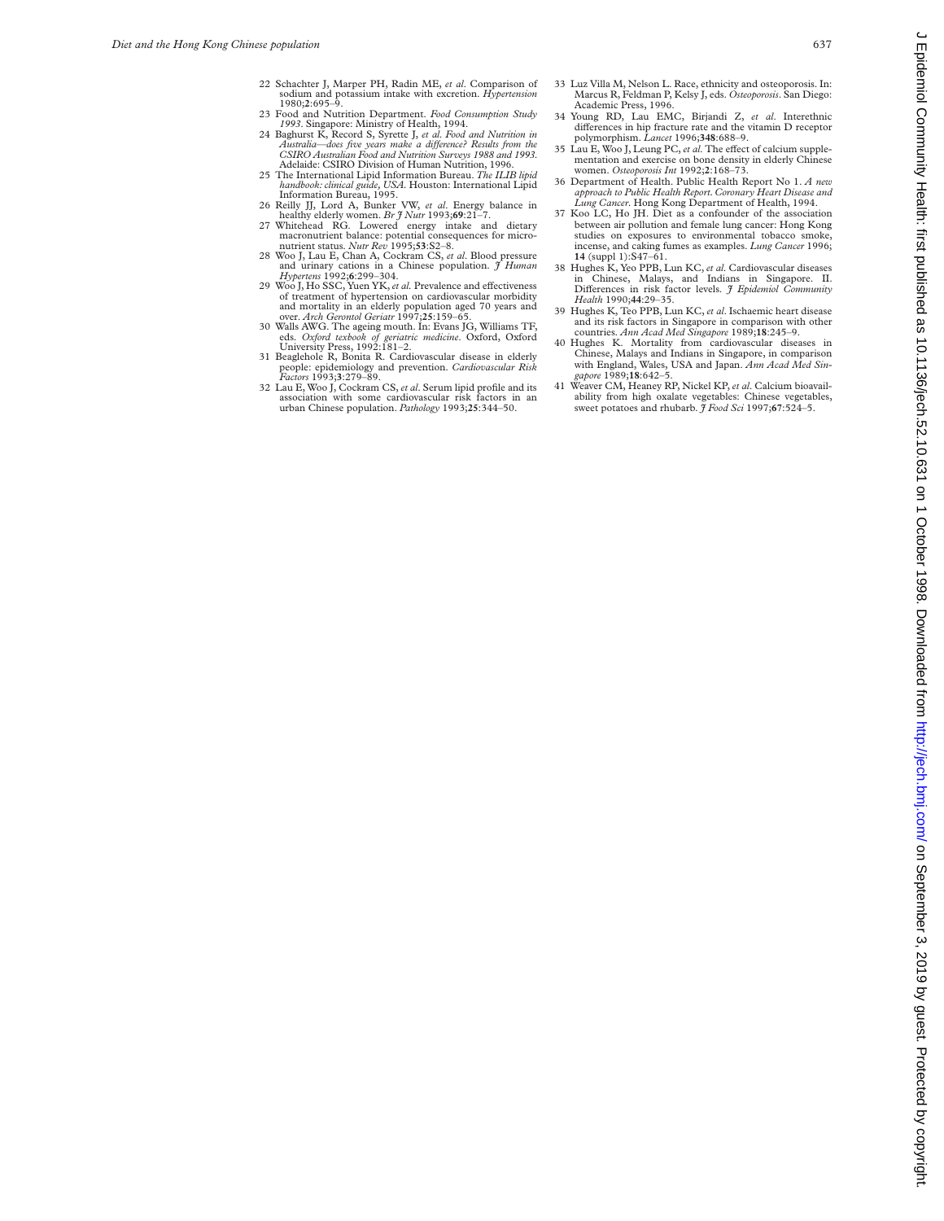22 Schachter J, Marper PH, Radin ME, *et al*. Comparison of sodium and potassium intake with excretion. *Hypertension* 1980;**2**:695–9.

23 Food and Nutrition Department. *Food Consumption Study 1993*. Singapore: Ministry of Health, 1994.

24 Baghurst K, Record S, Syrette J, *et al*. *Food and Nutrition in Australia—does five years make a difference? Results from the CSIRO Australian Food and Nutrition Surveys 1988 and 1993*. Adelaide: CSIRO Division of Human Nutrition, 1996.

25 The International Lipid Information Bureau. *The ILIB lipid handbook: clinical guide, USA*. Houston: International Lipid Information Bureau, 1995.

26 Reilly JJ, Lord A, Bunker VW, *et al*. Energy balance in healthy elderly women. *Br J Nutr* 1993;**69**:21–7.

27 Whitehead RG. Lowered energy intake and dietary macronutrient balance: potential consequences for micronutrient status. *Nutr Rev* 1995;**53**:S2–8.

28 Woo J, Lau E, Chan A, Cockram CS, *et al*. Blood pressure and urinary cations in a Chinese population. *J Human Hypertens* 1992;**6**:299–304.

29 Woo J, Ho SSC, Yuen YK, *et al*. Prevalence and effectiveness of treatment of hypertension on cardiovascular morbidity and mortality in an elderly population aged 70 years and over. *Arch Gerontol Geriatr* 1997;**25**:159–65.

30 Walls AWG. The ageing mouth. In: Evans JG, Williams TF, eds. *Oxford textbook of geriatric medicine*. Oxford, Oxford University Press, 1992:181–2.

31 Beaglehole R, Bonita R. Cardiovascular disease in elderly people: epidemiology and prevention. *Cardiovascular Risk Factors* 1993;**3**:279–89.

32 Lau E, Woo J, Cockram CS, *et al*. Serum lipid profile and its association with some cardiovascular risk factors in an urban Chinese population. *Pathology* 1993;**25**:344–50.

33 Luz Villa M, Nelson L. Race, ethnicity and osteoporosis. In: Marcus R, Feldman P, Kelsy J, eds. *Osteoporosis*. San Diego: Academic Press, 1996.

34 Young RD, Lau EMC, Birjandi Z, *et al*. Interethnic differences in hip fracture rate and the vitamin D receptor polymorphism. *Lancet* 1996;**348**:688–9.

35 Lau E, Woo J, Leung PC, *et al*. The effect of calcium supplementation and exercise on bone density in elderly Chinese women. *Osteoporosis Int* 1992;**2**:168–73.

36 Department of Health. Public Health Report No 1. *A new approach to Public Health Report. Coronary Heart Disease and Lung Cancer*. Hong Kong Department of Health, 1994.

37 Koo LC, Ho JH. Diet as a confounder of the association between air pollution and female lung cancer: Hong Kong studies on exposures to environmental tobacco smoke, incense, and caking fumes as examples. *Lung Cancer* 1996; **14** (suppl 1):S47–61.

38 Hughes K, Yeo PPB, Lun KC, *et al*. Cardiovascular diseases in Chinese, Malays, and Indians in Singapore. II. Differences in risk factor levels. *J Epidemiol Community Health* 1990;**44**:29–35.

39 Hughes K, Teo PPB, Lun KC, *et al*. Ischaemic heart disease and its risk factors in Singapore in comparison with other countries. *Ann Acad Med Singapore* 1989;**18**:245–9.

40 Hughes K. Mortality from cardiovascular diseases in Chinese, Malays and Indians in Singapore, in comparison with England, Wales, USA and Japan. *Ann Acad Med Singapore* 1989;**18**:642–5.

41 Weaver CM, Heaney RP, Nickel KP, *et al*. Calcium bioavailability from high oxalate vegetables: Chinese vegetables, sweet potatoes and rhubarb. *J Food Sci* 1997;**67**:524–5.